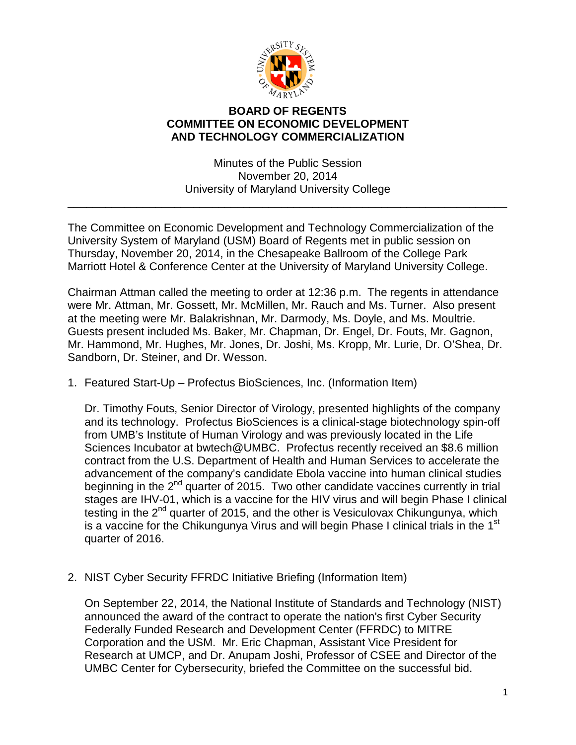**BOARD OF REGENTS**
**COMMITTEE ON ECONOMIC DEVELOPMENT**
**AND TECHNOLOGY COMMERCIALIZATION**

Minutes of the Public Session
November 20, 2014
University of Maryland University College

---

The Committee on Economic Development and Technology Commercialization of the University System of Maryland (USM) Board of Regents met in public session on Thursday, November 20, 2014, in the Chesapeake Ballroom of the College Park Marriott Hotel & Conference Center at the University of Maryland University College.

Chairman Attman called the meeting to order at 12:36 p.m. The regents in attendance were Mr. Attman, Mr. Gossett, Mr. McMillen, Mr. Rauch and Ms. Turner. Also present at the meeting were Mr. Balakrishnan, Mr. Darmody, Ms. Doyle, and Ms. Moultrie. Guests present included Ms. Baker, Mr. Chapman, Dr. Engel, Dr. Fouts, Mr. Gagnon, Mr. Hammond, Mr. Hughes, Mr. Jones, Dr. Joshi, Ms. Kropp, Mr. Lurie, Dr. O'Shea, Dr. Sandborn, Dr. Steiner, and Dr. Wesson.

1. Featured Start-Up – Profectus BioSciences, Inc. (Information Item)

   Dr. Timothy Fouts, Senior Director of Virology, presented highlights of the company and its technology. Profectus BioSciences is a clinical-stage biotechnology spin-off from UMB's Institute of Human Virology and was previously located in the Life Sciences Incubator at bwtech@UMBC. Profectus recently received an $8.6 million contract from the U.S. Department of Health and Human Services to accelerate the advancement of the company's candidate Ebola vaccine into human clinical studies beginning in the 2nd quarter of 2015. Two other candidate vaccines currently in trial stages are IHV-01, which is a vaccine for the HIV virus and will begin Phase I clinical testing in the 2nd quarter of 2015, and the other is Vesiculovax Chikungunya, which is a vaccine for the Chikungunya Virus and will begin Phase I clinical trials in the 1st quarter of 2016.

2. NIST Cyber Security FFRDC Initiative Briefing (Information Item)

   On September 22, 2014, the National Institute of Standards and Technology (NIST) announced the award of the contract to operate the nation's first Cyber Security Federally Funded Research and Development Center (FFRDC) to MITRE Corporation and the USM. Mr. Eric Chapman, Assistant Vice President for Research at UMCP, and Dr. Anupam Joshi, Professor of CSEE and Director of the UMBC Center for Cybersecurity, briefed the Committee on the successful bid.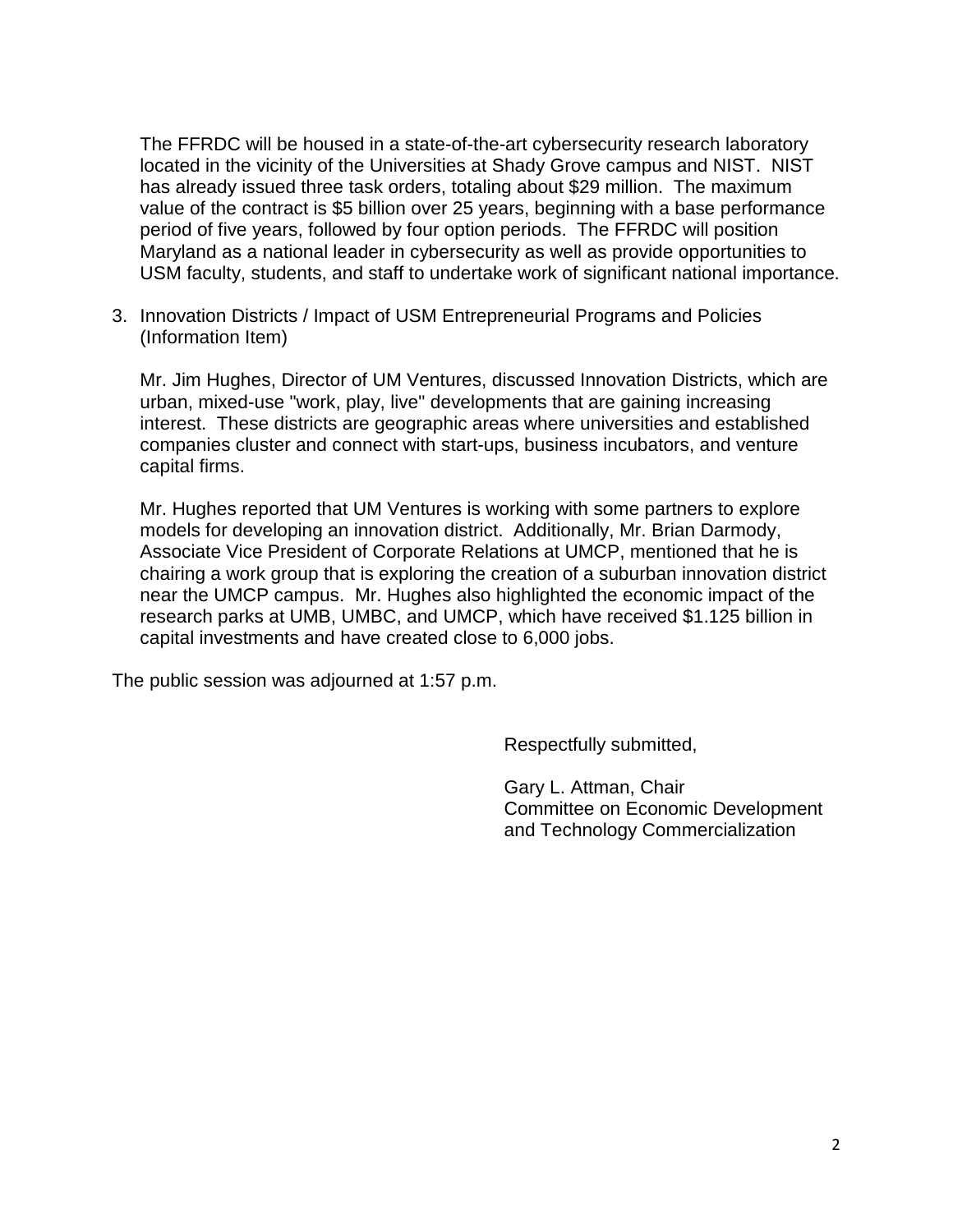The FFRDC will be housed in a state-of-the-art cybersecurity research laboratory located in the vicinity of the Universities at Shady Grove campus and NIST. NIST has already issued three task orders, totaling about $29 million. The maximum value of the contract is $5 billion over 25 years, beginning with a base performance period of five years, followed by four option periods. The FFRDC will position Maryland as a national leader in cybersecurity as well as provide opportunities to USM faculty, students, and staff to undertake work of significant national importance.

3. Innovation Districts / Impact of USM Entrepreneurial Programs and Policies (Information Item)

   Mr. Jim Hughes, Director of UM Ventures, discussed Innovation Districts, which are urban, mixed-use "work, play, live" developments that are gaining increasing interest. These districts are geographic areas where universities and established companies cluster and connect with start-ups, business incubators, and venture capital firms.

   Mr. Hughes reported that UM Ventures is working with some partners to explore models for developing an innovation district. Additionally, Mr. Brian Darmody, Associate Vice President of Corporate Relations at UMCP, mentioned that he is chairing a work group that is exploring the creation of a suburban innovation district near the UMCP campus. Mr. Hughes also highlighted the economic impact of the research parks at UMB, UMBC, and UMCP, which have received $1.125 billion in capital investments and have created close to 6,000 jobs.

The public session was adjourned at 1:57 p.m.

Respectfully submitted,

Gary L. Attman, Chair
Committee on Economic Development
and Technology Commercialization